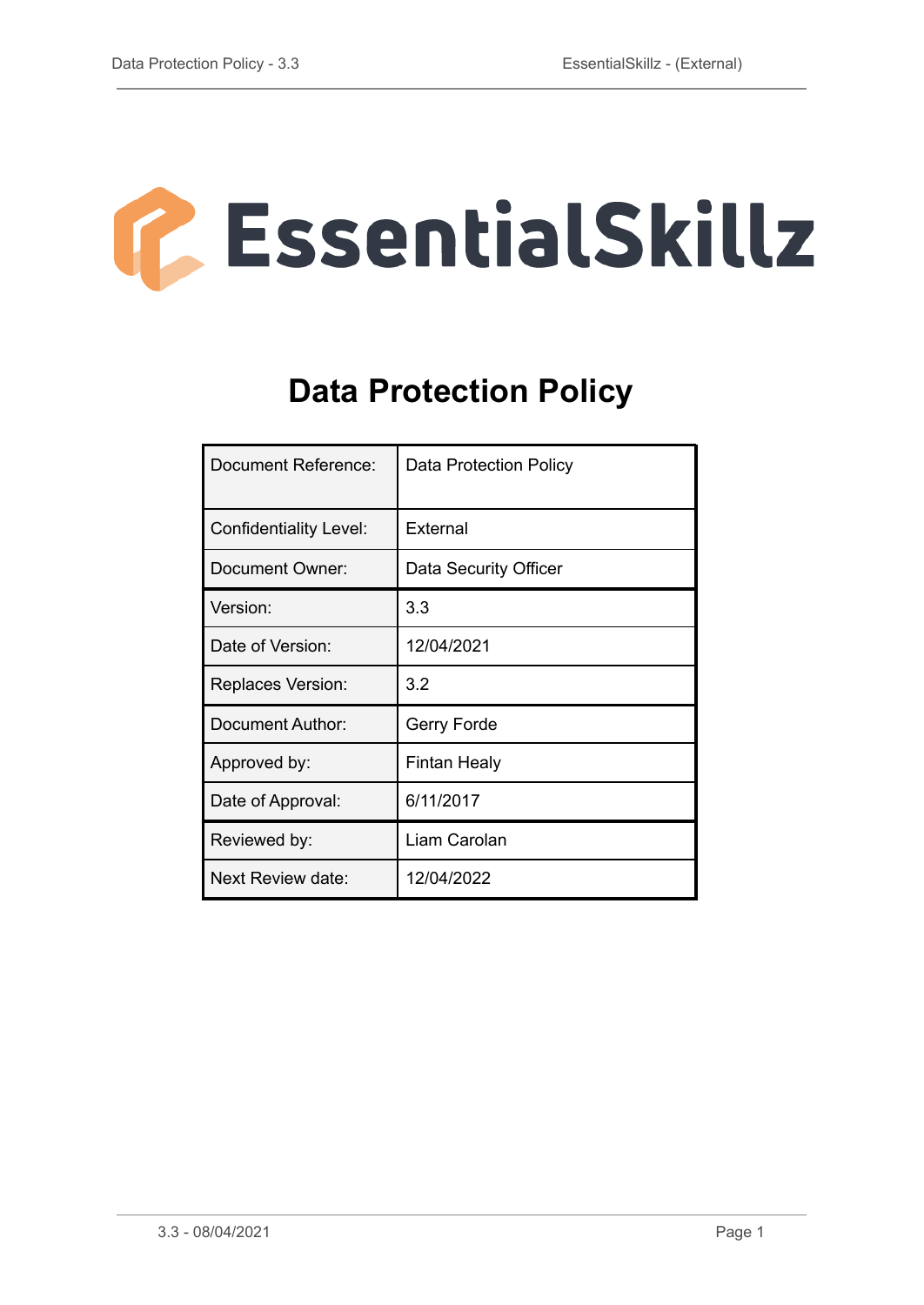EssentialSkillz

# Data Protection Policy

| Document Reference: | Data Protection Policy |
| --- | --- |
| Confidentiality Level: | External |
| Document Owner: | Data Security Officer |
| Version: | 3.3 |
| Date of Version: | 12/04/2021 |
| Replaces Version: | 3.2 |
| Document Author: | Gerry Forde |
| Approved by: | Fintan Healy |
| Date of Approval: | 6/11/2017 |
| Reviewed by: | Liam Carolan |
| Next Review date: | 12/04/2022 |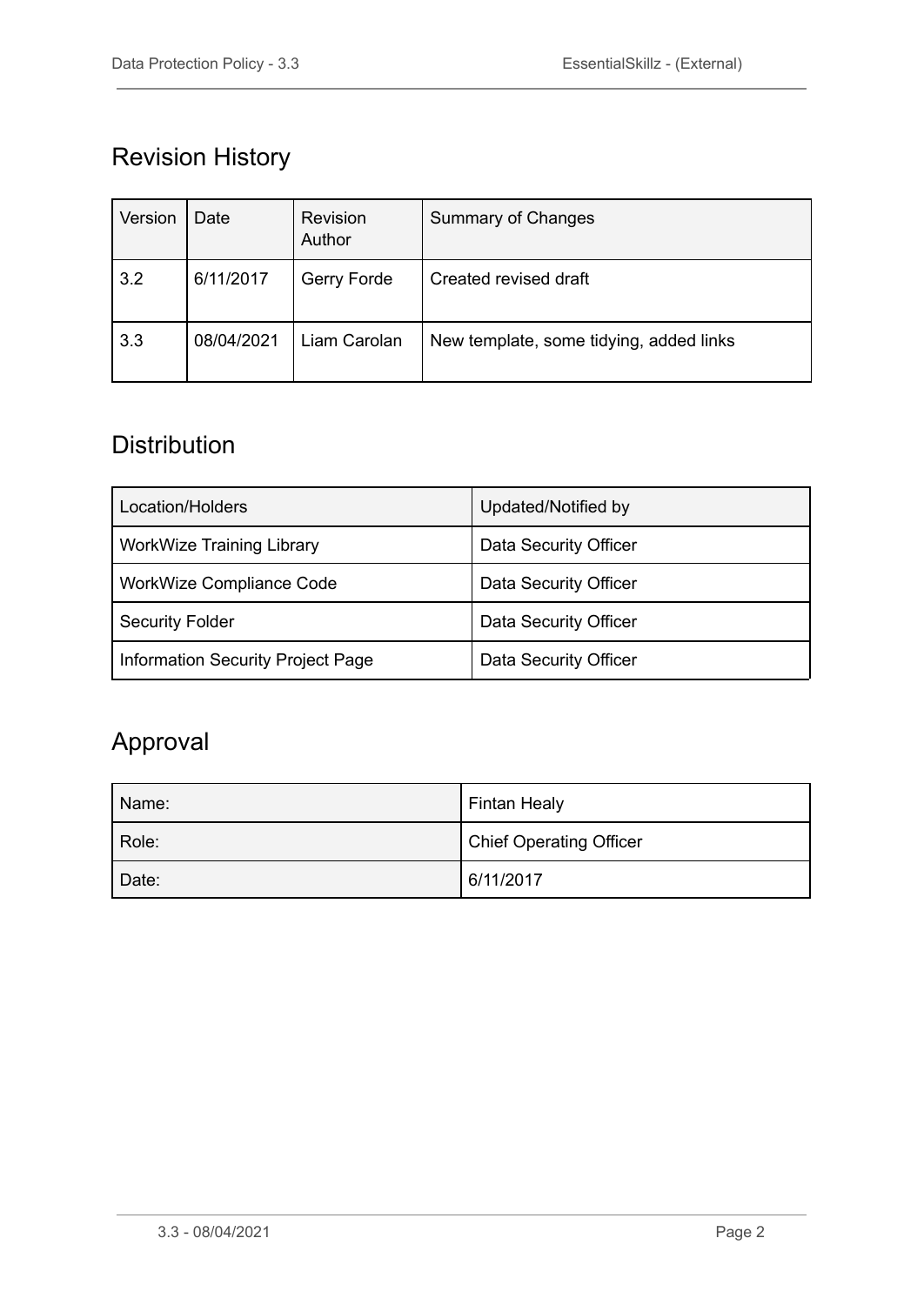## Revision History

| Version | Date | Revision Author | Summary of Changes |
| --- | --- | --- | --- |
| 3.2 | 6/11/2017 | Gerry Forde | Created revised draft |
| 3.3 | 08/04/2021 | Liam Carolan | New template, some tidying, added links |

## Distribution

| Location/Holders | Updated/Notified by |
| --- | --- |
| WorkWize Training Library | Data Security Officer |
| WorkWize Compliance Code | Data Security Officer |
| Security Folder | Data Security Officer |
| Information Security Project Page | Data Security Officer |

## Approval

| Name: | Fintan Healy |
| --- | --- |
| Role: | Chief Operating Officer |
| Date: | 6/11/2017 |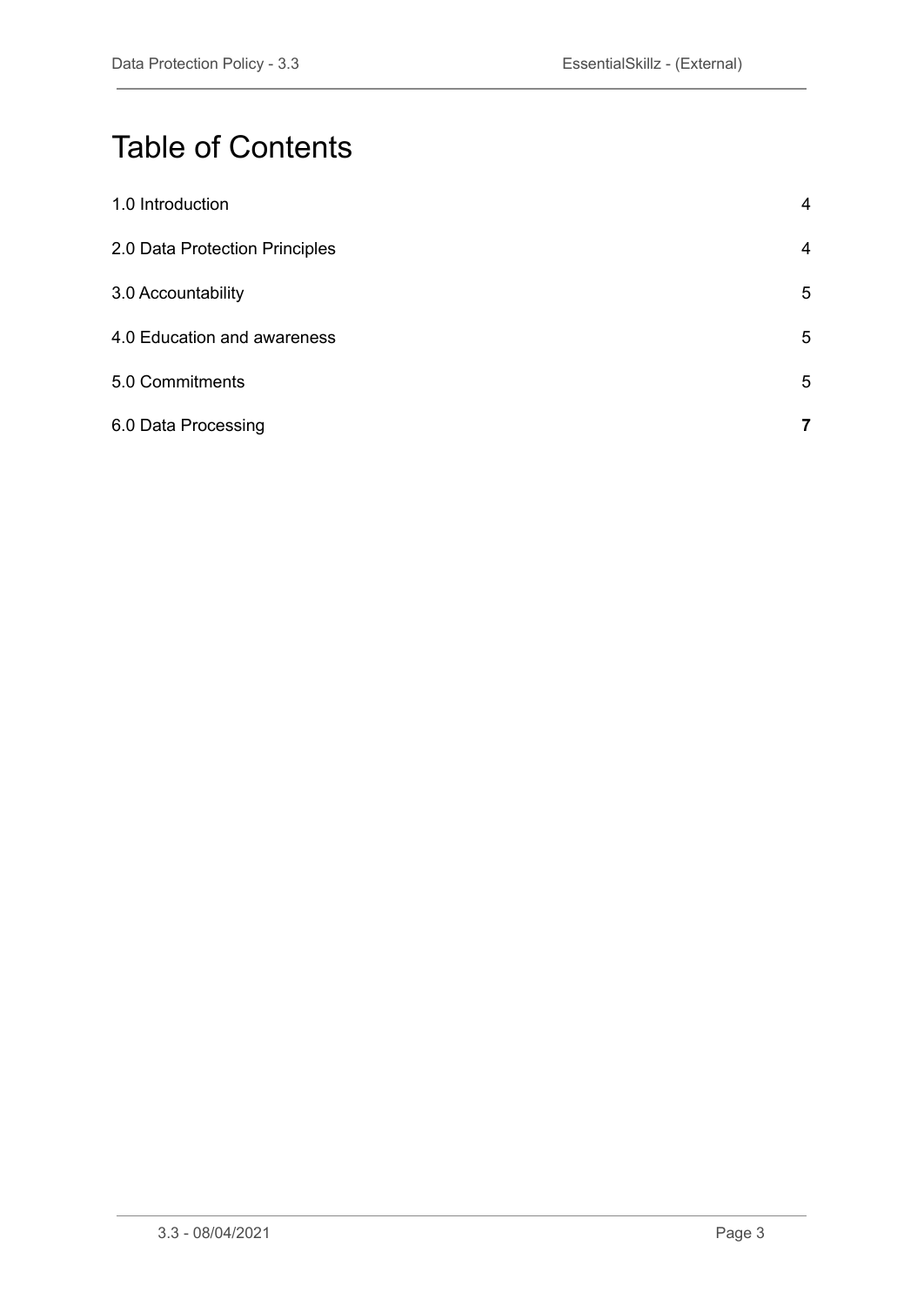# Table of Contents

| | |
|---|---|
| 1.0 Introduction | 4 |
| 2.0 Data Protection Principles | 4 |
| 3.0 Accountability | 5 |
| 4.0 Education and awareness | 5 |
| 5.0 Commitments | 5 |
| 6.0 Data Processing | **7** |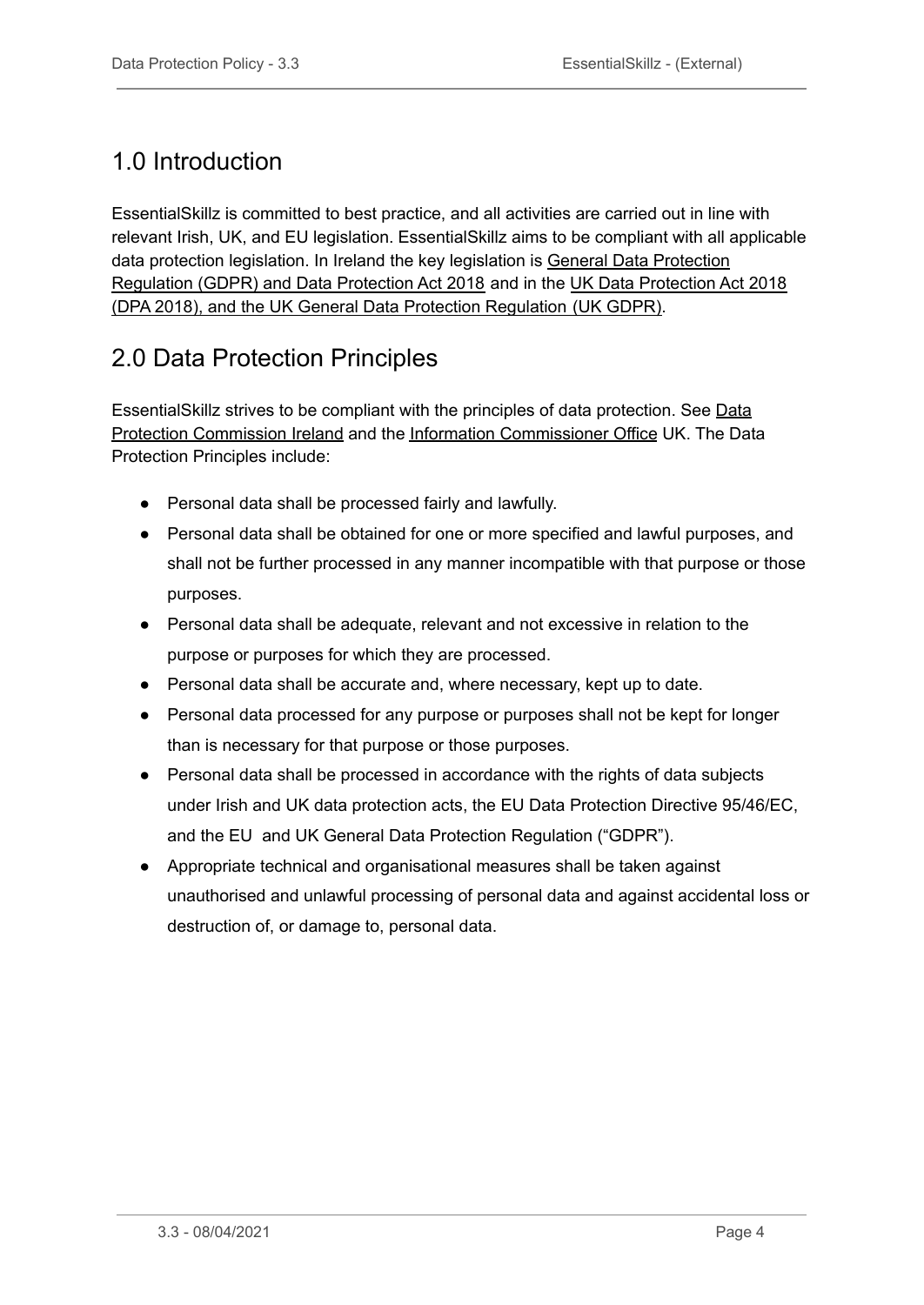## 1.0 Introduction

EssentialSkillz is committed to best practice, and all activities are carried out in line with relevant Irish, UK, and EU legislation. EssentialSkillz aims to be compliant with all applicable data protection legislation. In Ireland the key legislation is General Data Protection Regulation (GDPR) and Data Protection Act 2018 and in the UK Data Protection Act 2018 (DPA 2018), and the UK General Data Protection Regulation (UK GDPR).

## 2.0 Data Protection Principles

EssentialSkillz strives to be compliant with the principles of data protection. See Data Protection Commission Ireland and the Information Commissioner Office UK. The Data Protection Principles include:

- Personal data shall be processed fairly and lawfully.
- Personal data shall be obtained for one or more specified and lawful purposes, and shall not be further processed in any manner incompatible with that purpose or those purposes.
- Personal data shall be adequate, relevant and not excessive in relation to the purpose or purposes for which they are processed.
- Personal data shall be accurate and, where necessary, kept up to date.
- Personal data processed for any purpose or purposes shall not be kept for longer than is necessary for that purpose or those purposes.
- Personal data shall be processed in accordance with the rights of data subjects under Irish and UK data protection acts, the EU Data Protection Directive 95/46/EC, and the EU and UK General Data Protection Regulation ("GDPR").
- Appropriate technical and organisational measures shall be taken against unauthorised and unlawful processing of personal data and against accidental loss or destruction of, or damage to, personal data.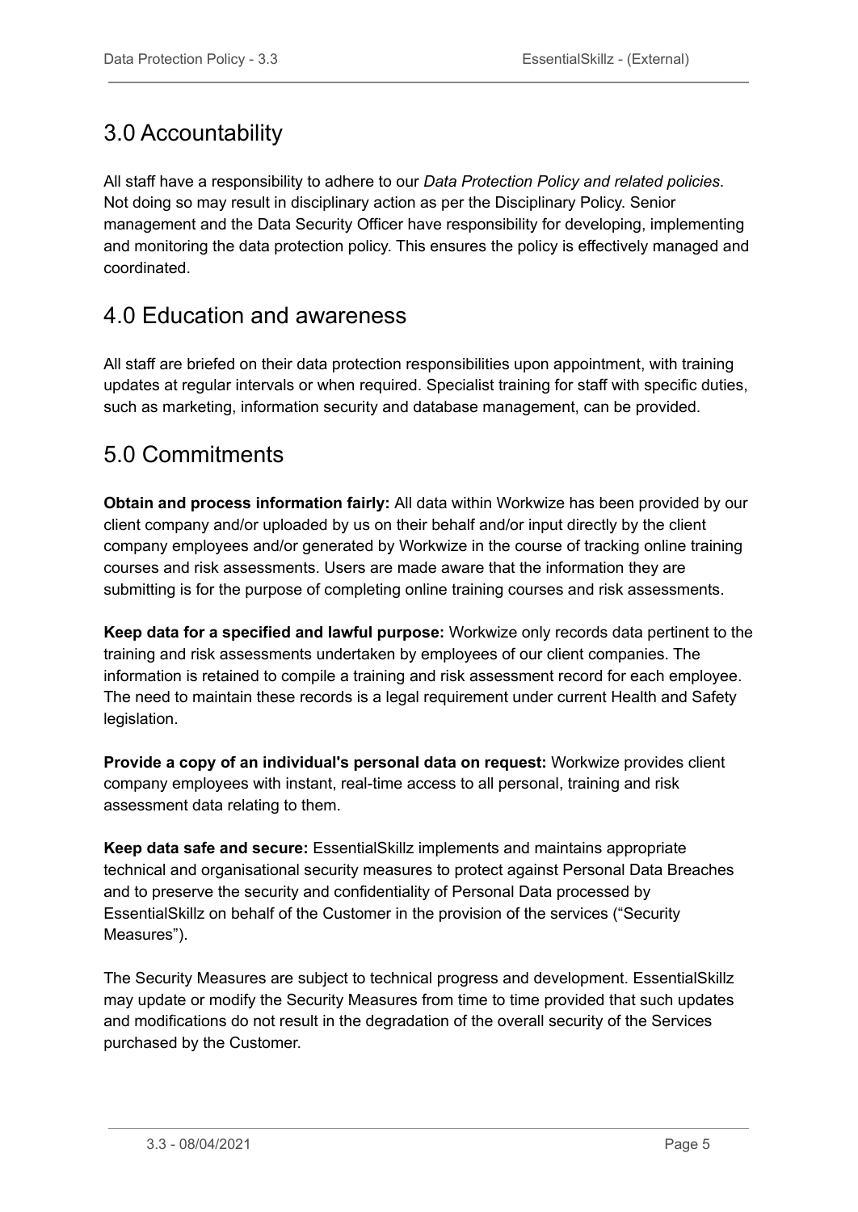## 3.0 Accountability

All staff have a responsibility to adhere to our *Data Protection Policy and related policies*. Not doing so may result in disciplinary action as per the Disciplinary Policy. Senior management and the Data Security Officer have responsibility for developing, implementing and monitoring the data protection policy. This ensures the policy is effectively managed and coordinated.

## 4.0 Education and awareness

All staff are briefed on their data protection responsibilities upon appointment, with training updates at regular intervals or when required. Specialist training for staff with specific duties, such as marketing, information security and database management, can be provided.

## 5.0 Commitments

**Obtain and process information fairly:** All data within Workwize has been provided by our client company and/or uploaded by us on their behalf and/or input directly by the client company employees and/or generated by Workwize in the course of tracking online training courses and risk assessments. Users are made aware that the information they are submitting is for the purpose of completing online training courses and risk assessments.

**Keep data for a specified and lawful purpose:** Workwize only records data pertinent to the training and risk assessments undertaken by employees of our client companies. The information is retained to compile a training and risk assessment record for each employee. The need to maintain these records is a legal requirement under current Health and Safety legislation.

**Provide a copy of an individual's personal data on request:** Workwize provides client company employees with instant, real-time access to all personal, training and risk assessment data relating to them.

**Keep data safe and secure:** EssentialSkillz implements and maintains appropriate technical and organisational security measures to protect against Personal Data Breaches and to preserve the security and confidentiality of Personal Data processed by EssentialSkillz on behalf of the Customer in the provision of the services ("Security Measures").

The Security Measures are subject to technical progress and development. EssentialSkillz may update or modify the Security Measures from time to time provided that such updates and modifications do not result in the degradation of the overall security of the Services purchased by the Customer.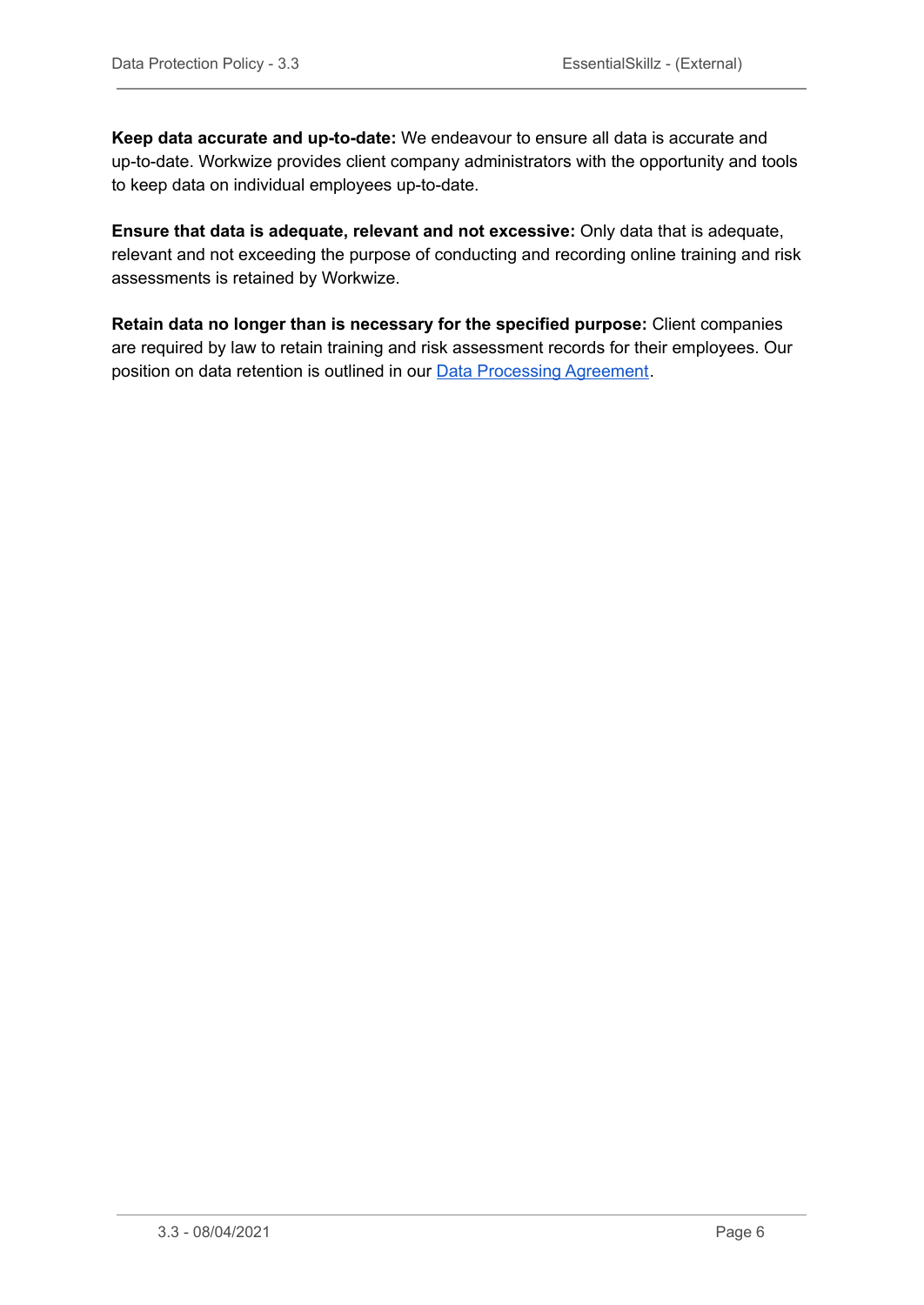**Keep data accurate and up-to-date:** We endeavour to ensure all data is accurate and up-to-date. Workwize provides client company administrators with the opportunity and tools to keep data on individual employees up-to-date.

**Ensure that data is adequate, relevant and not excessive:** Only data that is adequate, relevant and not exceeding the purpose of conducting and recording online training and risk assessments is retained by Workwize.

**Retain data no longer than is necessary for the specified purpose:** Client companies are required by law to retain training and risk assessment records for their employees. Our position on data retention is outlined in our Data Processing Agreement.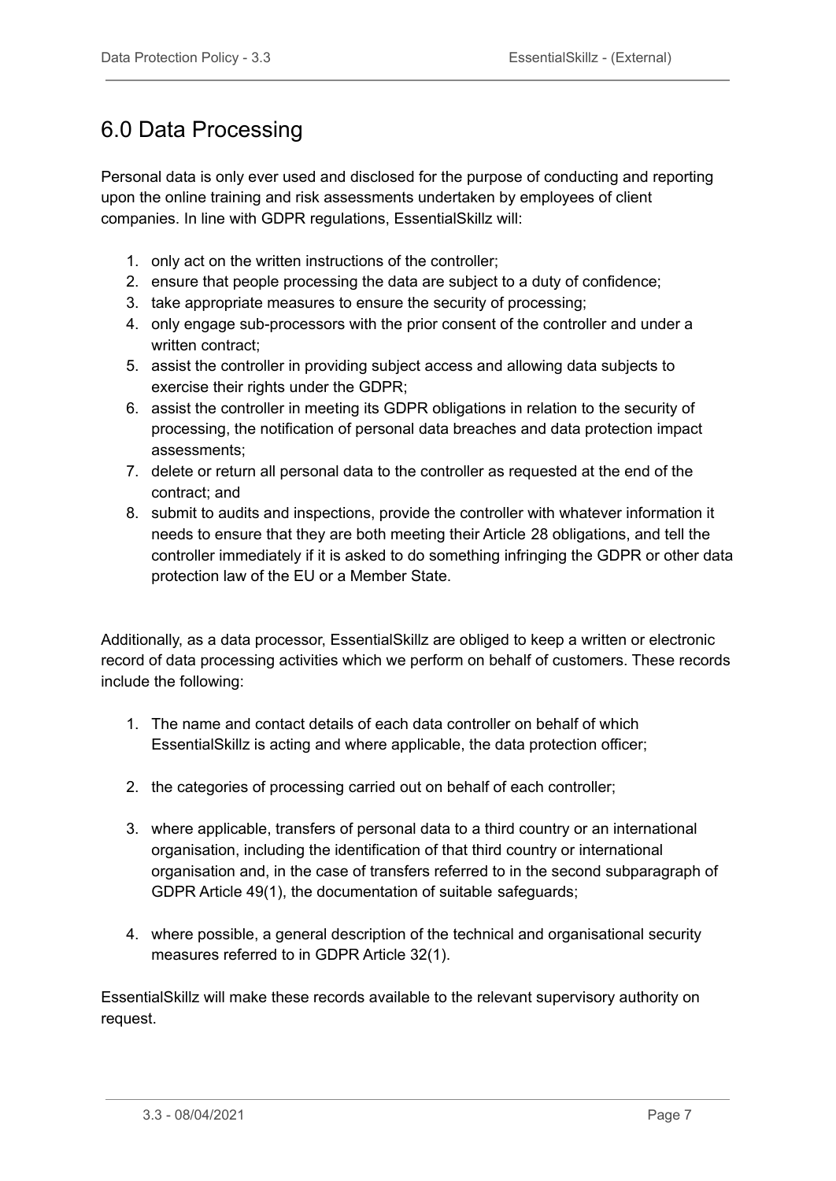## 6.0 Data Processing

Personal data is only ever used and disclosed for the purpose of conducting and reporting upon the online training and risk assessments undertaken by employees of client companies. In line with GDPR regulations, EssentialSkillz will:

1. only act on the written instructions of the controller;
2. ensure that people processing the data are subject to a duty of confidence;
3. take appropriate measures to ensure the security of processing;
4. only engage sub-processors with the prior consent of the controller and under a written contract;
5. assist the controller in providing subject access and allowing data subjects to exercise their rights under the GDPR;
6. assist the controller in meeting its GDPR obligations in relation to the security of processing, the notification of personal data breaches and data protection impact assessments;
7. delete or return all personal data to the controller as requested at the end of the contract; and
8. submit to audits and inspections, provide the controller with whatever information it needs to ensure that they are both meeting their Article 28 obligations, and tell the controller immediately if it is asked to do something infringing the GDPR or other data protection law of the EU or a Member State.

Additionally, as a data processor, EssentialSkillz are obliged to keep a written or electronic record of data processing activities which we perform on behalf of customers. These records include the following:

1. The name and contact details of each data controller on behalf of which EssentialSkillz is acting and where applicable, the data protection officer;

2. the categories of processing carried out on behalf of each controller;

3. where applicable, transfers of personal data to a third country or an international organisation, including the identification of that third country or international organisation and, in the case of transfers referred to in the second subparagraph of GDPR Article 49(1), the documentation of suitable safeguards;

4. where possible, a general description of the technical and organisational security measures referred to in GDPR Article 32(1).

EssentialSkillz will make these records available to the relevant supervisory authority on request.